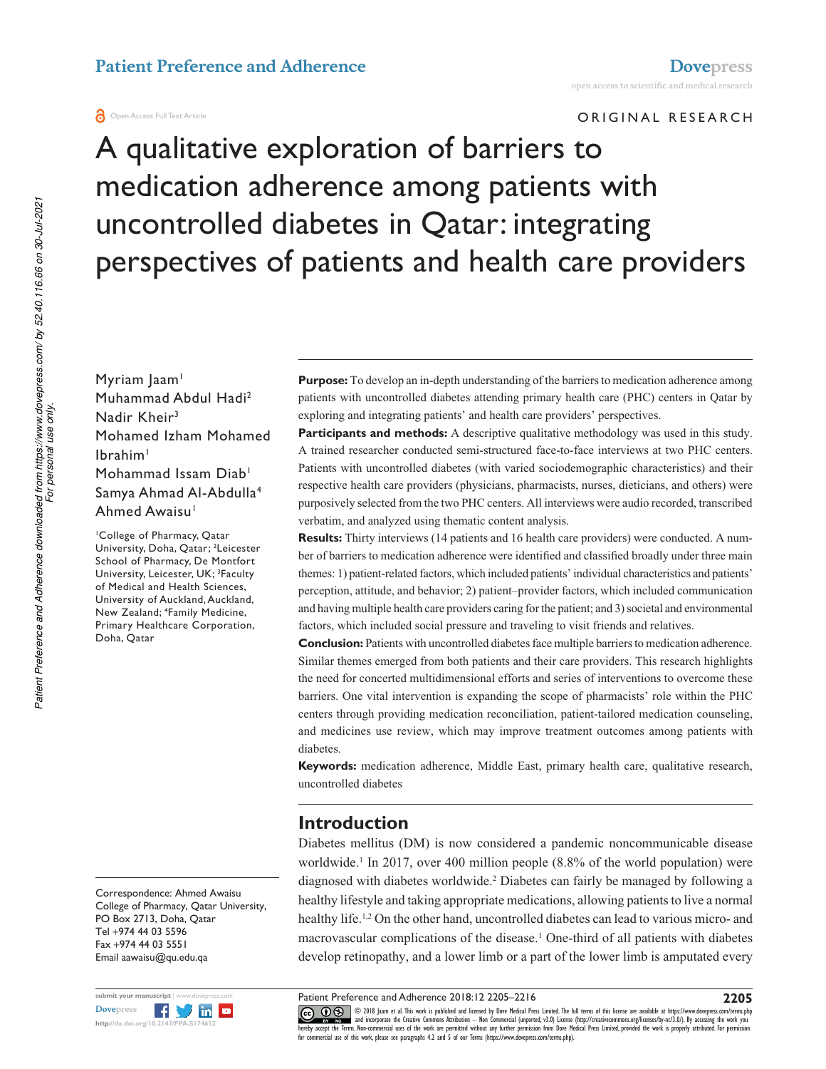ORIGINAL RESEARCH

# A qualitative exploration of barriers to medication adherence among patients with uncontrolled diabetes in Qatar: integrating perspectives of patients and health care providers

Myriam Jaam[1]
Muhammad Abdul Hadi[2]
Nadir Kheir[3]
Mohamed Izham Mohamed Ibrahim[1]
Mohammad Issam Diab[1]
Samya Ahmad Al-Abdulla[4]
Ahmed Awaisu[1]

[1]College of Pharmacy, Qatar University, Doha, Qatar; [2]Leicester School of Pharmacy, De Montfort University, Leicester, UK; [3]Faculty of Medical and Health Sciences, University of Auckland, Auckland, New Zealand; [4]Family Medicine, Primary Healthcare Corporation, Doha, Qatar

Correspondence: Ahmed Awaisu
College of Pharmacy, Qatar University,
PO Box 2713, Doha, Qatar
Tel +974 44 03 5596
Fax +974 44 03 5551
Email aawaisu@qu.edu.qa

**Purpose:** To develop an in-depth understanding of the barriers to medication adherence among patients with uncontrolled diabetes attending primary health care (PHC) centers in Qatar by exploring and integrating patients' and health care providers' perspectives.

**Participants and methods:** A descriptive qualitative methodology was used in this study. A trained researcher conducted semi-structured face-to-face interviews at two PHC centers. Patients with uncontrolled diabetes (with varied sociodemographic characteristics) and their respective health care providers (physicians, pharmacists, nurses, dieticians, and others) were purposively selected from the two PHC centers. All interviews were audio recorded, transcribed verbatim, and analyzed using thematic content analysis.

**Results:** Thirty interviews (14 patients and 16 health care providers) were conducted. A number of barriers to medication adherence were identified and classified broadly under three main themes: 1) patient-related factors, which included patients' individual characteristics and patients' perception, attitude, and behavior; 2) patient–provider factors, which included communication and having multiple health care providers caring for the patient; and 3) societal and environmental factors, which included social pressure and traveling to visit friends and relatives.

**Conclusion:** Patients with uncontrolled diabetes face multiple barriers to medication adherence. Similar themes emerged from both patients and their care providers. This research highlights the need for concerted multidimensional efforts and series of interventions to overcome these barriers. One vital intervention is expanding the scope of pharmacists' role within the PHC centers through providing medication reconciliation, patient-tailored medication counseling, and medicines use review, which may improve treatment outcomes among patients with diabetes.

**Keywords:** medication adherence, Middle East, primary health care, qualitative research, uncontrolled diabetes

## Introduction

Diabetes mellitus (DM) is now considered a pandemic noncommunicable disease worldwide.[1] In 2017, over 400 million people (8.8% of the world population) were diagnosed with diabetes worldwide.[2] Diabetes can fairly be managed by following a healthy lifestyle and taking appropriate medications, allowing patients to live a normal healthy life.[1,2] On the other hand, uncontrolled diabetes can lead to various micro- and macrovascular complications of the disease.[1] One-third of all patients with diabetes develop retinopathy, and a lower limb or a part of the lower limb is amputated every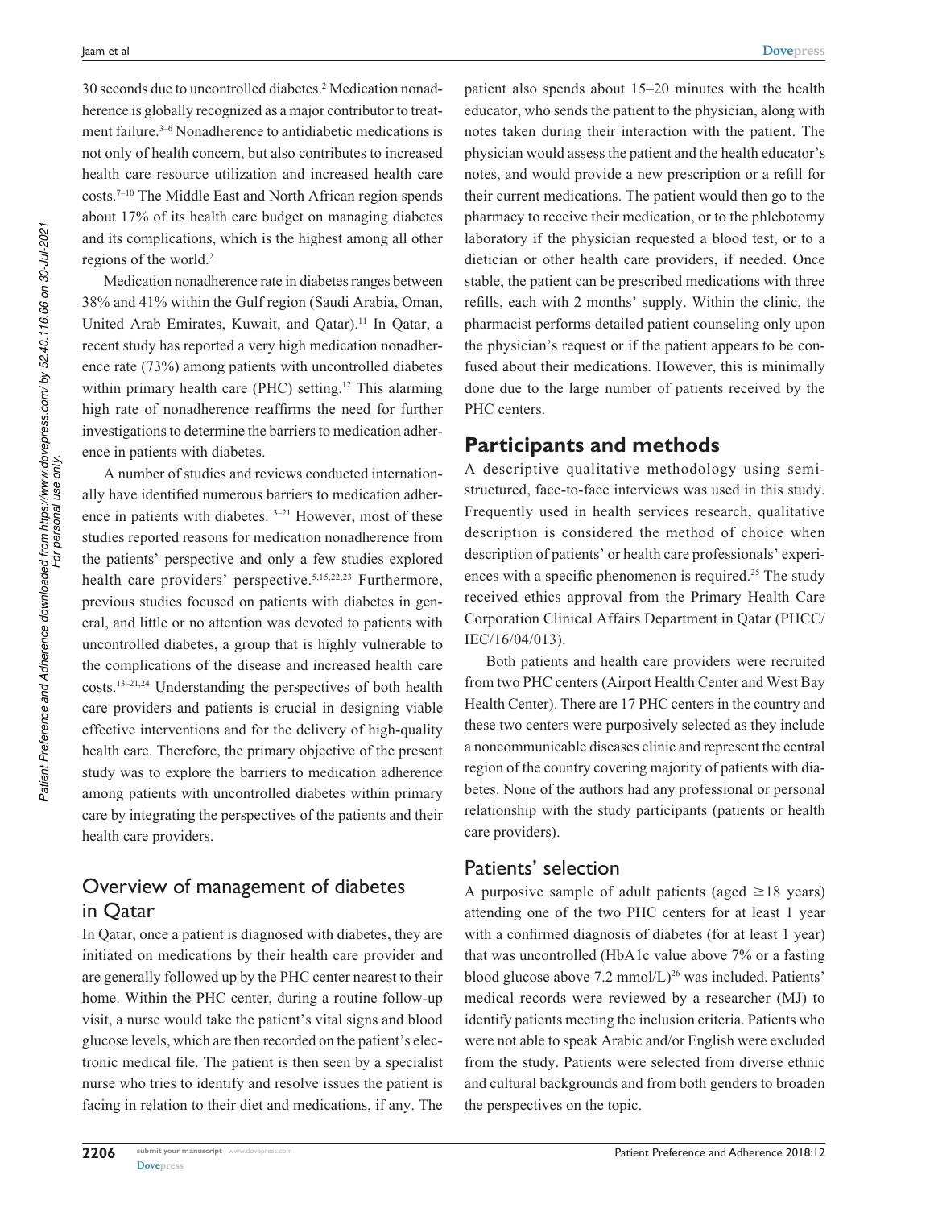30 seconds due to uncontrolled diabetes.[2] Medication nonadherence is globally recognized as a major contributor to treatment failure.[3–6] Nonadherence to antidiabetic medications is not only of health concern, but also contributes to increased health care resource utilization and increased health care costs.[7–10] The Middle East and North African region spends about 17% of its health care budget on managing diabetes and its complications, which is the highest among all other regions of the world.[2]

Medication nonadherence rate in diabetes ranges between 38% and 41% within the Gulf region (Saudi Arabia, Oman, United Arab Emirates, Kuwait, and Qatar).[11] In Qatar, a recent study has reported a very high medication nonadherence rate (73%) among patients with uncontrolled diabetes within primary health care (PHC) setting.[12] This alarming high rate of nonadherence reaffirms the need for further investigations to determine the barriers to medication adherence in patients with diabetes.

A number of studies and reviews conducted internationally have identified numerous barriers to medication adherence in patients with diabetes.[13–21] However, most of these studies reported reasons for medication nonadherence from the patients' perspective and only a few studies explored health care providers' perspective.[5,15,22,23] Furthermore, previous studies focused on patients with diabetes in general, and little or no attention was devoted to patients with uncontrolled diabetes, a group that is highly vulnerable to the complications of the disease and increased health care costs.[13–21,24] Understanding the perspectives of both health care providers and patients is crucial in designing viable effective interventions and for the delivery of high-quality health care. Therefore, the primary objective of the present study was to explore the barriers to medication adherence among patients with uncontrolled diabetes within primary care by integrating the perspectives of the patients and their health care providers.

## Overview of management of diabetes in Qatar

In Qatar, once a patient is diagnosed with diabetes, they are initiated on medications by their health care provider and are generally followed up by the PHC center nearest to their home. Within the PHC center, during a routine follow-up visit, a nurse would take the patient's vital signs and blood glucose levels, which are then recorded on the patient's electronic medical file. The patient is then seen by a specialist nurse who tries to identify and resolve issues the patient is facing in relation to their diet and medications, if any. The patient also spends about 15–20 minutes with the health educator, who sends the patient to the physician, along with notes taken during their interaction with the patient. The physician would assess the patient and the health educator's notes, and would provide a new prescription or a refill for their current medications. The patient would then go to the pharmacy to receive their medication, or to the phlebotomy laboratory if the physician requested a blood test, or to a dietician or other health care providers, if needed. Once stable, the patient can be prescribed medications with three refills, each with 2 months' supply. Within the clinic, the pharmacist performs detailed patient counseling only upon the physician's request or if the patient appears to be confused about their medications. However, this is minimally done due to the large number of patients received by the PHC centers.

# Participants and methods

A descriptive qualitative methodology using semi-structured, face-to-face interviews was used in this study. Frequently used in health services research, qualitative description is considered the method of choice when description of patients' or health care professionals' experiences with a specific phenomenon is required.[25] The study received ethics approval from the Primary Health Care Corporation Clinical Affairs Department in Qatar (PHCC/IEC/16/04/013).

Both patients and health care providers were recruited from two PHC centers (Airport Health Center and West Bay Health Center). There are 17 PHC centers in the country and these two centers were purposively selected as they include a noncommunicable diseases clinic and represent the central region of the country covering majority of patients with diabetes. None of the authors had any professional or personal relationship with the study participants (patients or health care providers).

## Patients' selection

A purposive sample of adult patients (aged $\geq$18 years) attending one of the two PHC centers for at least 1 year with a confirmed diagnosis of diabetes (for at least 1 year) that was uncontrolled (HbA1c value above 7% or a fasting blood glucose above 7.2 mmol/L)[26] was included. Patients' medical records were reviewed by a researcher (MJ) to identify patients meeting the inclusion criteria. Patients who were not able to speak Arabic and/or English were excluded from the study. Patients were selected from diverse ethnic and cultural backgrounds and from both genders to broaden the perspectives on the topic.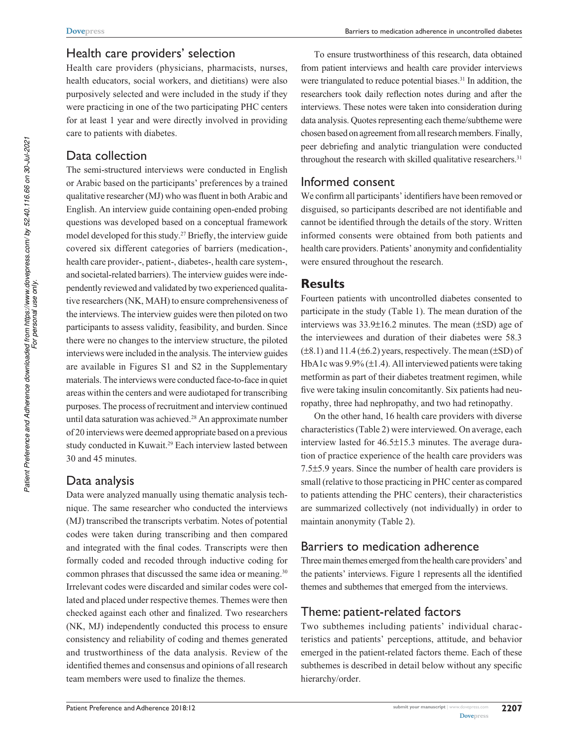## Health care providers' selection

Health care providers (physicians, pharmacists, nurses, health educators, social workers, and dietitians) were also purposively selected and were included in the study if they were practicing in one of the two participating PHC centers for at least 1 year and were directly involved in providing care to patients with diabetes.

## Data collection

The semi-structured interviews were conducted in English or Arabic based on the participants' preferences by a trained qualitative researcher (MJ) who was fluent in both Arabic and English. An interview guide containing open-ended probing questions was developed based on a conceptual framework model developed for this study.[27] Briefly, the interview guide covered six different categories of barriers (medication-, health care provider-, patient-, diabetes-, health care system-, and societal-related barriers). The interview guides were independently reviewed and validated by two experienced qualitative researchers (NK, MAH) to ensure comprehensiveness of the interviews. The interview guides were then piloted on two participants to assess validity, feasibility, and burden. Since there were no changes to the interview structure, the piloted interviews were included in the analysis. The interview guides are available in Figures S1 and S2 in the Supplementary materials. The interviews were conducted face-to-face in quiet areas within the centers and were audiotaped for transcribing purposes. The process of recruitment and interview continued until data saturation was achieved.[28] An approximate number of 20 interviews were deemed appropriate based on a previous study conducted in Kuwait.[29] Each interview lasted between 30 and 45 minutes.

## Data analysis

Data were analyzed manually using thematic analysis technique. The same researcher who conducted the interviews (MJ) transcribed the transcripts verbatim. Notes of potential codes were taken during transcribing and then compared and integrated with the final codes. Transcripts were then formally coded and recoded through inductive coding for common phrases that discussed the same idea or meaning.[30] Irrelevant codes were discarded and similar codes were collated and placed under respective themes. Themes were then checked against each other and finalized. Two researchers (NK, MJ) independently conducted this process to ensure consistency and reliability of coding and themes generated and trustworthiness of the data analysis. Review of the identified themes and consensus and opinions of all research team members were used to finalize the themes.

To ensure trustworthiness of this research, data obtained from patient interviews and health care provider interviews were triangulated to reduce potential biases.[31] In addition, the researchers took daily reflection notes during and after the interviews. These notes were taken into consideration during data analysis. Quotes representing each theme/subtheme were chosen based on agreement from all research members. Finally, peer debriefing and analytic triangulation were conducted throughout the research with skilled qualitative researchers.[31]

## Informed consent

We confirm all participants' identifiers have been removed or disguised, so participants described are not identifiable and cannot be identified through the details of the story. Written informed consents were obtained from both patients and health care providers. Patients' anonymity and confidentiality were ensured throughout the research.

# Results

Fourteen patients with uncontrolled diabetes consented to participate in the study (Table 1). The mean duration of the interviews was 33.9±16.2 minutes. The mean (±SD) age of the interviewees and duration of their diabetes were 58.3 (±8.1) and 11.4 (±6.2) years, respectively. The mean (±SD) of HbA1c was 9.9% (±1.4). All interviewed patients were taking metformin as part of their diabetes treatment regimen, while five were taking insulin concomitantly. Six patients had neuropathy, three had nephropathy, and two had retinopathy.

On the other hand, 16 health care providers with diverse characteristics (Table 2) were interviewed. On average, each interview lasted for 46.5±15.3 minutes. The average duration of practice experience of the health care providers was 7.5±5.9 years. Since the number of health care providers is small (relative to those practicing in PHC center as compared to patients attending the PHC centers), their characteristics are summarized collectively (not individually) in order to maintain anonymity (Table 2).

## Barriers to medication adherence

Three main themes emerged from the health care providers' and the patients' interviews. Figure 1 represents all the identified themes and subthemes that emerged from the interviews.

## Theme: patient-related factors

Two subthemes including patients' individual characteristics and patients' perceptions, attitude, and behavior emerged in the patient-related factors theme. Each of these subthemes is described in detail below without any specific hierarchy/order.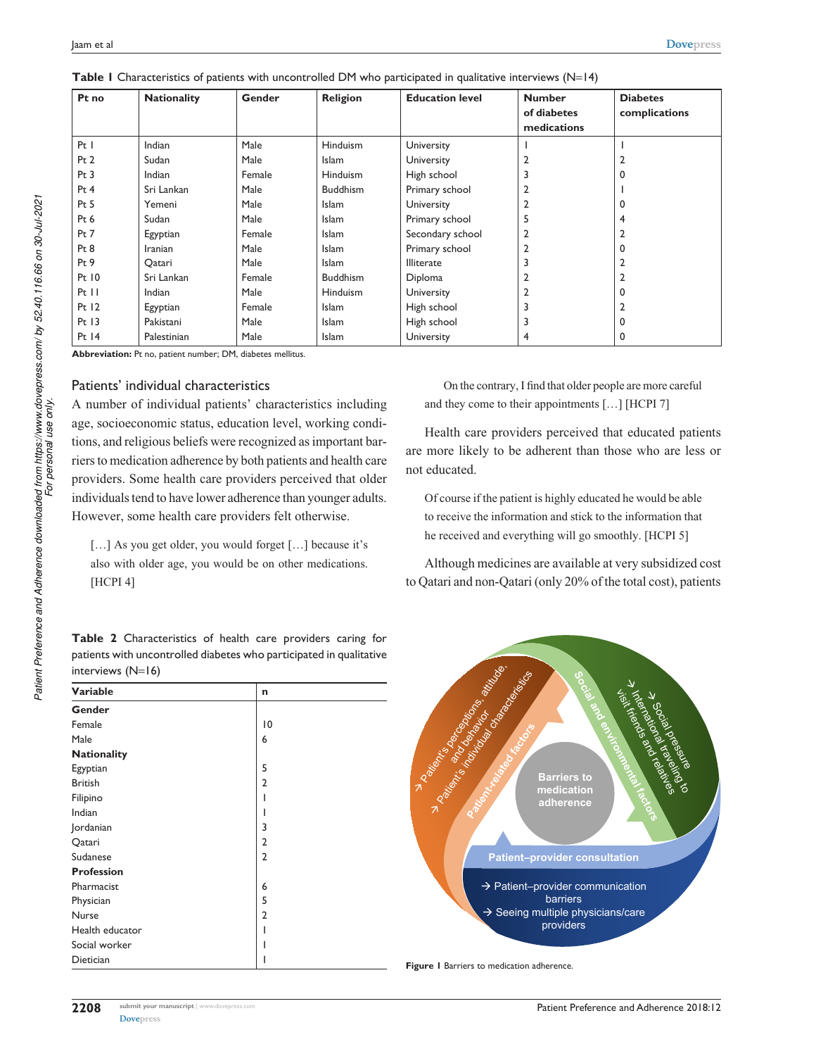**Table 1** Characteristics of patients with uncontrolled DM who participated in qualitative interviews (N=14)

| Pt no | Nationality | Gender | Religion | Education level | Number of diabetes medications | Diabetes complications |
|---|---|---|---|---|---|---|
| Pt 1 | Indian | Male | Hinduism | University | 1 | 1 |
| Pt 2 | Sudan | Male | Islam | University | 2 | 2 |
| Pt 3 | Indian | Female | Hinduism | High school | 3 | 0 |
| Pt 4 | Sri Lankan | Male | Buddhism | Primary school | 2 | 1 |
| Pt 5 | Yemeni | Male | Islam | University | 2 | 0 |
| Pt 6 | Sudan | Male | Islam | Primary school | 5 | 4 |
| Pt 7 | Egyptian | Female | Islam | Secondary school | 2 | 2 |
| Pt 8 | Iranian | Male | Islam | Primary school | 2 | 0 |
| Pt 9 | Qatari | Male | Islam | Illiterate | 3 | 2 |
| Pt 10 | Sri Lankan | Female | Buddhism | Diploma | 2 | 2 |
| Pt 11 | Indian | Male | Hinduism | University | 2 | 0 |
| Pt 12 | Egyptian | Female | Islam | High school | 3 | 2 |
| Pt 13 | Pakistani | Male | Islam | High school | 3 | 0 |
| Pt 14 | Palestinian | Male | Islam | University | 4 | 0 |

**Abbreviation:** Pt no, patient number; DM, diabetes mellitus.

## Patients' individual characteristics

A number of individual patients' characteristics including age, socioeconomic status, education level, working conditions, and religious beliefs were recognized as important barriers to medication adherence by both patients and health care providers. Some health care providers perceived that older individuals tend to have lower adherence than younger adults. However, some health care providers felt otherwise.

> […] As you get older, you would forget […] because it's also with older age, you would be on other medications. [HCPI 4]

> On the contrary, I find that older people are more careful and they come to their appointments […] [HCPI 7]

Health care providers perceived that educated patients are more likely to be adherent than those who are less or not educated.

> Of course if the patient is highly educated he would be able to receive the information and stick to the information that he received and everything will go smoothly. [HCPI 5]

Although medicines are available at very subsidized cost to Qatari and non-Qatari (only 20% of the total cost), patients

**Table 2** Characteristics of health care providers caring for patients with uncontrolled diabetes who participated in qualitative interviews (N=16)

| Variable | n |
|---|---|
| **Gender** | |
| Female | 10 |
| Male | 6 |
| **Nationality** | |
| Egyptian | 5 |
| British | 2 |
| Filipino | 1 |
| Indian | 1 |
| Jordanian | 3 |
| Qatari | 2 |
| Sudanese | 2 |
| **Profession** | |
| Pharmacist | 6 |
| Physician | 5 |
| Nurse | 2 |
| Health educator | 1 |
| Social worker | 1 |
| Dietician | 1 |

Barriers to medication adherence

Patient-related factors: → Patient's perceptions, attitude, and behavior; → Patient's individual characteristics

Social and environmental factors: → Social pressure; → International traveling to visit friends and relatives

Patient–provider consultation: → Patient–provider communication barriers; → Seeing multiple physicians/care providers

**Figure 1** Barriers to medication adherence.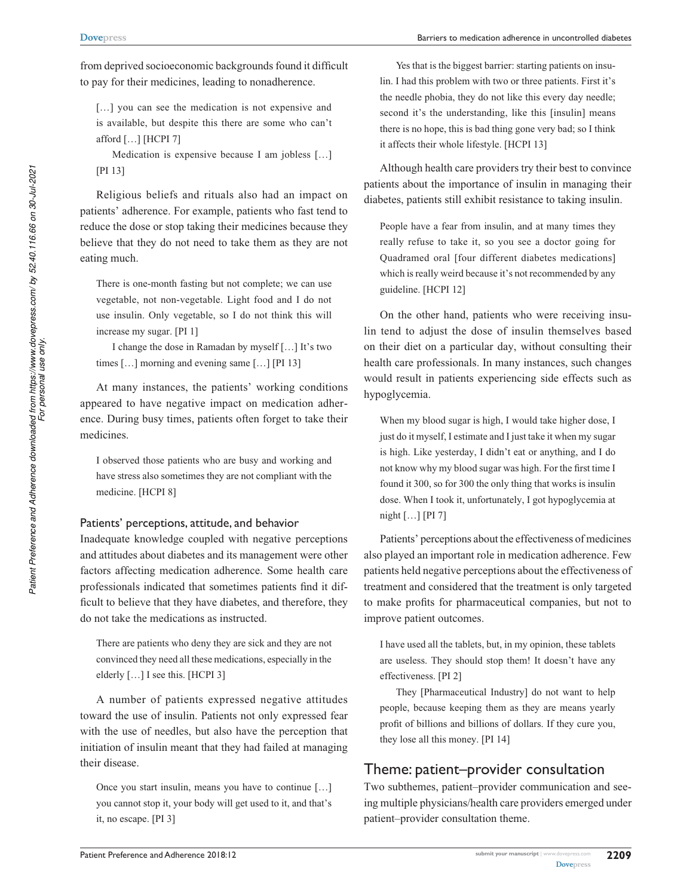from deprived socioeconomic backgrounds found it difficult to pay for their medicines, leading to nonadherence.

> […] you can see the medication is not expensive and is available, but despite this there are some who can't afford […] [HCPI 7]
>
> Medication is expensive because I am jobless […] [PI 13]

Religious beliefs and rituals also had an impact on patients' adherence. For example, patients who fast tend to reduce the dose or stop taking their medicines because they believe that they do not need to take them as they are not eating much.

> There is one-month fasting but not complete; we can use vegetable, not non-vegetable. Light food and I do not use insulin. Only vegetable, so I do not think this will increase my sugar. [PI 1]
>
> I change the dose in Ramadan by myself […] It's two times […] morning and evening same […] [PI 13]

At many instances, the patients' working conditions appeared to have negative impact on medication adherence. During busy times, patients often forget to take their medicines.

> I observed those patients who are busy and working and have stress also sometimes they are not compliant with the medicine. [HCPI 8]

### Patients' perceptions, attitude, and behavior

Inadequate knowledge coupled with negative perceptions and attitudes about diabetes and its management were other factors affecting medication adherence. Some health care professionals indicated that sometimes patients find it difficult to believe that they have diabetes, and therefore, they do not take the medications as instructed.

> There are patients who deny they are sick and they are not convinced they need all these medications, especially in the elderly […] I see this. [HCPI 3]

A number of patients expressed negative attitudes toward the use of insulin. Patients not only expressed fear with the use of needles, but also have the perception that initiation of insulin meant that they had failed at managing their disease.

> Once you start insulin, means you have to continue […] you cannot stop it, your body will get used to it, and that's it, no escape. [PI 3]
>
> Yes that is the biggest barrier: starting patients on insulin. I had this problem with two or three patients. First it's the needle phobia, they do not like this every day needle; second it's the understanding, like this [insulin] means there is no hope, this is bad thing gone very bad; so I think it affects their whole lifestyle. [HCPI 13]

Although health care providers try their best to convince patients about the importance of insulin in managing their diabetes, patients still exhibit resistance to taking insulin.

> People have a fear from insulin, and at many times they really refuse to take it, so you see a doctor going for Quadramed oral [four different diabetes medications] which is really weird because it's not recommended by any guideline. [HCPI 12]

On the other hand, patients who were receiving insulin tend to adjust the dose of insulin themselves based on their diet on a particular day, without consulting their health care professionals. In many instances, such changes would result in patients experiencing side effects such as hypoglycemia.

> When my blood sugar is high, I would take higher dose, I just do it myself, I estimate and I just take it when my sugar is high. Like yesterday, I didn't eat or anything, and I do not know why my blood sugar was high. For the first time I found it 300, so for 300 the only thing that works is insulin dose. When I took it, unfortunately, I got hypoglycemia at night […] [PI 7]

Patients' perceptions about the effectiveness of medicines also played an important role in medication adherence. Few patients held negative perceptions about the effectiveness of treatment and considered that the treatment is only targeted to make profits for pharmaceutical companies, but not to improve patient outcomes.

> I have used all the tablets, but, in my opinion, these tablets are useless. They should stop them! It doesn't have any effectiveness. [PI 2]
>
> They [Pharmaceutical Industry] do not want to help people, because keeping them as they are means yearly profit of billions and billions of dollars. If they cure you, they lose all this money. [PI 14]

## Theme: patient–provider consultation

Two subthemes, patient–provider communication and seeing multiple physicians/health care providers emerged under patient–provider consultation theme.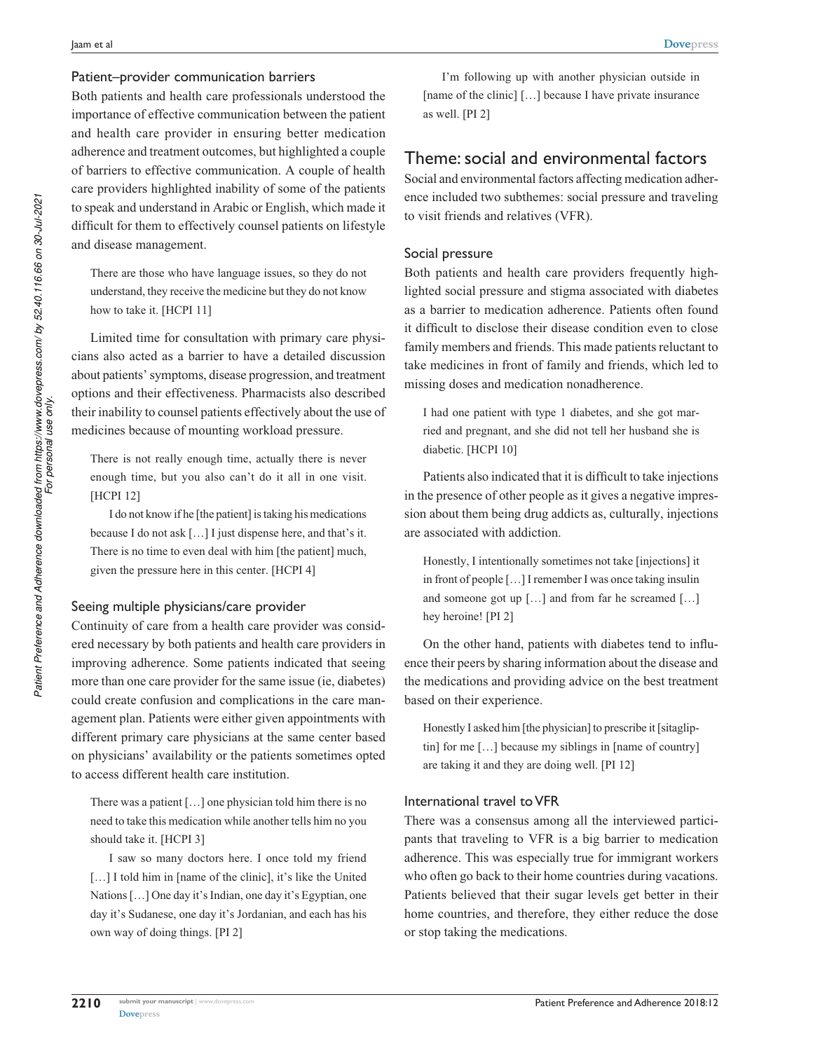### Patient–provider communication barriers

Both patients and health care professionals understood the importance of effective communication between the patient and health care provider in ensuring better medication adherence and treatment outcomes, but highlighted a couple of barriers to effective communication. A couple of health care providers highlighted inability of some of the patients to speak and understand in Arabic or English, which made it difficult for them to effectively counsel patients on lifestyle and disease management.

> There are those who have language issues, so they do not understand, they receive the medicine but they do not know how to take it. [HCPI 11]

Limited time for consultation with primary care physicians also acted as a barrier to have a detailed discussion about patients' symptoms, disease progression, and treatment options and their effectiveness. Pharmacists also described their inability to counsel patients effectively about the use of medicines because of mounting workload pressure.

> There is not really enough time, actually there is never enough time, but you also can't do it all in one visit. [HCPI 12]
>
> I do not know if he [the patient] is taking his medications because I do not ask […] I just dispense here, and that's it. There is no time to even deal with him [the patient] much, given the pressure here in this center. [HCPI 4]

### Seeing multiple physicians/care provider

Continuity of care from a health care provider was considered necessary by both patients and health care providers in improving adherence. Some patients indicated that seeing more than one care provider for the same issue (ie, diabetes) could create confusion and complications in the care management plan. Patients were either given appointments with different primary care physicians at the same center based on physicians' availability or the patients sometimes opted to access different health care institution.

> There was a patient […] one physician told him there is no need to take this medication while another tells him no you should take it. [HCPI 3]
>
> I saw so many doctors here. I once told my friend […] I told him in [name of the clinic], it's like the United Nations […] One day it's Indian, one day it's Egyptian, one day it's Sudanese, one day it's Jordanian, and each has his own way of doing things. [PI 2]
>
> I'm following up with another physician outside in [name of the clinic] […] because I have private insurance as well. [PI 2]

## Theme: social and environmental factors

Social and environmental factors affecting medication adherence included two subthemes: social pressure and traveling to visit friends and relatives (VFR).

### Social pressure

Both patients and health care providers frequently highlighted social pressure and stigma associated with diabetes as a barrier to medication adherence. Patients often found it difficult to disclose their disease condition even to close family members and friends. This made patients reluctant to take medicines in front of family and friends, which led to missing doses and medication nonadherence.

> I had one patient with type 1 diabetes, and she got married and pregnant, and she did not tell her husband she is diabetic. [HCPI 10]

Patients also indicated that it is difficult to take injections in the presence of other people as it gives a negative impression about them being drug addicts as, culturally, injections are associated with addiction.

> Honestly, I intentionally sometimes not take [injections] it in front of people […] I remember I was once taking insulin and someone got up […] and from far he screamed […] hey heroine! [PI 2]

On the other hand, patients with diabetes tend to influence their peers by sharing information about the disease and the medications and providing advice on the best treatment based on their experience.

> Honestly I asked him [the physician] to prescribe it [sitagliptin] for me […] because my siblings in [name of country] are taking it and they are doing well. [PI 12]

### International travel to VFR

There was a consensus among all the interviewed participants that traveling to VFR is a big barrier to medication adherence. This was especially true for immigrant workers who often go back to their home countries during vacations. Patients believed that their sugar levels get better in their home countries, and therefore, they either reduce the dose or stop taking the medications.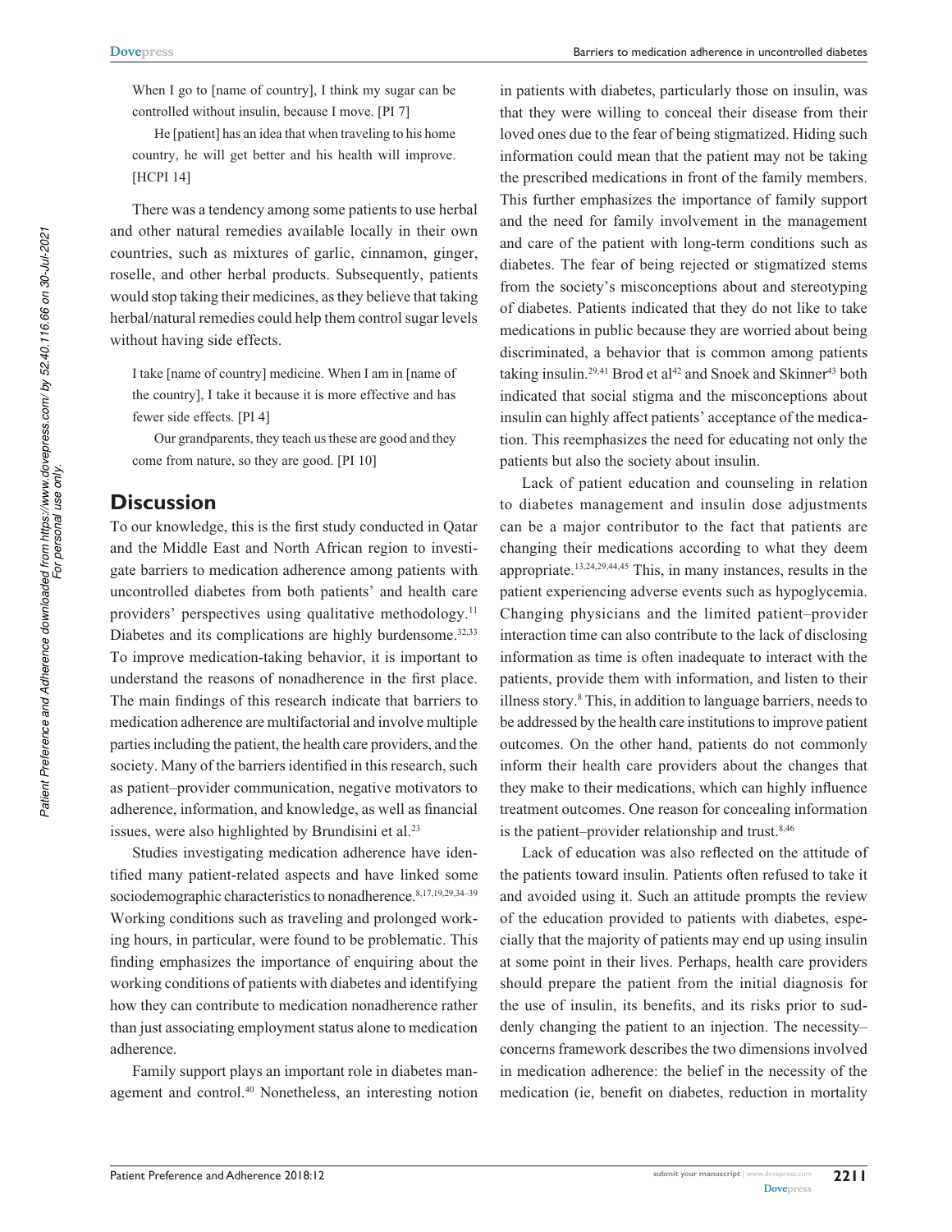When I go to [name of country], I think my sugar can be controlled without insulin, because I move. [PI 7]

He [patient] has an idea that when traveling to his home country, he will get better and his health will improve. [HCPI 14]

There was a tendency among some patients to use herbal and other natural remedies available locally in their own countries, such as mixtures of garlic, cinnamon, ginger, roselle, and other herbal products. Subsequently, patients would stop taking their medicines, as they believe that taking herbal/natural remedies could help them control sugar levels without having side effects.

I take [name of country] medicine. When I am in [name of the country], I take it because it is more effective and has fewer side effects. [PI 4]

Our grandparents, they teach us these are good and they come from nature, so they are good. [PI 10]

## Discussion

To our knowledge, this is the first study conducted in Qatar and the Middle East and North African region to investigate barriers to medication adherence among patients with uncontrolled diabetes from both patients' and health care providers' perspectives using qualitative methodology.[11] Diabetes and its complications are highly burdensome.[32,33] To improve medication-taking behavior, it is important to understand the reasons of nonadherence in the first place. The main findings of this research indicate that barriers to medication adherence are multifactorial and involve multiple parties including the patient, the health care providers, and the society. Many of the barriers identified in this research, such as patient–provider communication, negative motivators to adherence, information, and knowledge, as well as financial issues, were also highlighted by Brundisini et al.[23]

Studies investigating medication adherence have identified many patient-related aspects and have linked some sociodemographic characteristics to nonadherence.[8,17,19,29,34–39] Working conditions such as traveling and prolonged working hours, in particular, were found to be problematic. This finding emphasizes the importance of enquiring about the working conditions of patients with diabetes and identifying how they can contribute to medication nonadherence rather than just associating employment status alone to medication adherence.

Family support plays an important role in diabetes management and control.[40] Nonetheless, an interesting notion in patients with diabetes, particularly those on insulin, was that they were willing to conceal their disease from their loved ones due to the fear of being stigmatized. Hiding such information could mean that the patient may not be taking the prescribed medications in front of the family members. This further emphasizes the importance of family support and the need for family involvement in the management and care of the patient with long-term conditions such as diabetes. The fear of being rejected or stigmatized stems from the society's misconceptions about and stereotyping of diabetes. Patients indicated that they do not like to take medications in public because they are worried about being discriminated, a behavior that is common among patients taking insulin.[29,41] Brod et al[42] and Snoek and Skinner[43] both indicated that social stigma and the misconceptions about insulin can highly affect patients' acceptance of the medication. This reemphasizes the need for educating not only the patients but also the society about insulin.

Lack of patient education and counseling in relation to diabetes management and insulin dose adjustments can be a major contributor to the fact that patients are changing their medications according to what they deem appropriate.[13,24,29,44,45] This, in many instances, results in the patient experiencing adverse events such as hypoglycemia. Changing physicians and the limited patient–provider interaction time can also contribute to the lack of disclosing information as time is often inadequate to interact with the patients, provide them with information, and listen to their illness story.[8] This, in addition to language barriers, needs to be addressed by the health care institutions to improve patient outcomes. On the other hand, patients do not commonly inform their health care providers about the changes that they make to their medications, which can highly influence treatment outcomes. One reason for concealing information is the patient–provider relationship and trust.[8,46]

Lack of education was also reflected on the attitude of the patients toward insulin. Patients often refused to take it and avoided using it. Such an attitude prompts the review of the education provided to patients with diabetes, especially that the majority of patients may end up using insulin at some point in their lives. Perhaps, health care providers should prepare the patient from the initial diagnosis for the use of insulin, its benefits, and its risks prior to suddenly changing the patient to an injection. The necessity–concerns framework describes the two dimensions involved in medication adherence: the belief in the necessity of the medication (ie, benefit on diabetes, reduction in mortality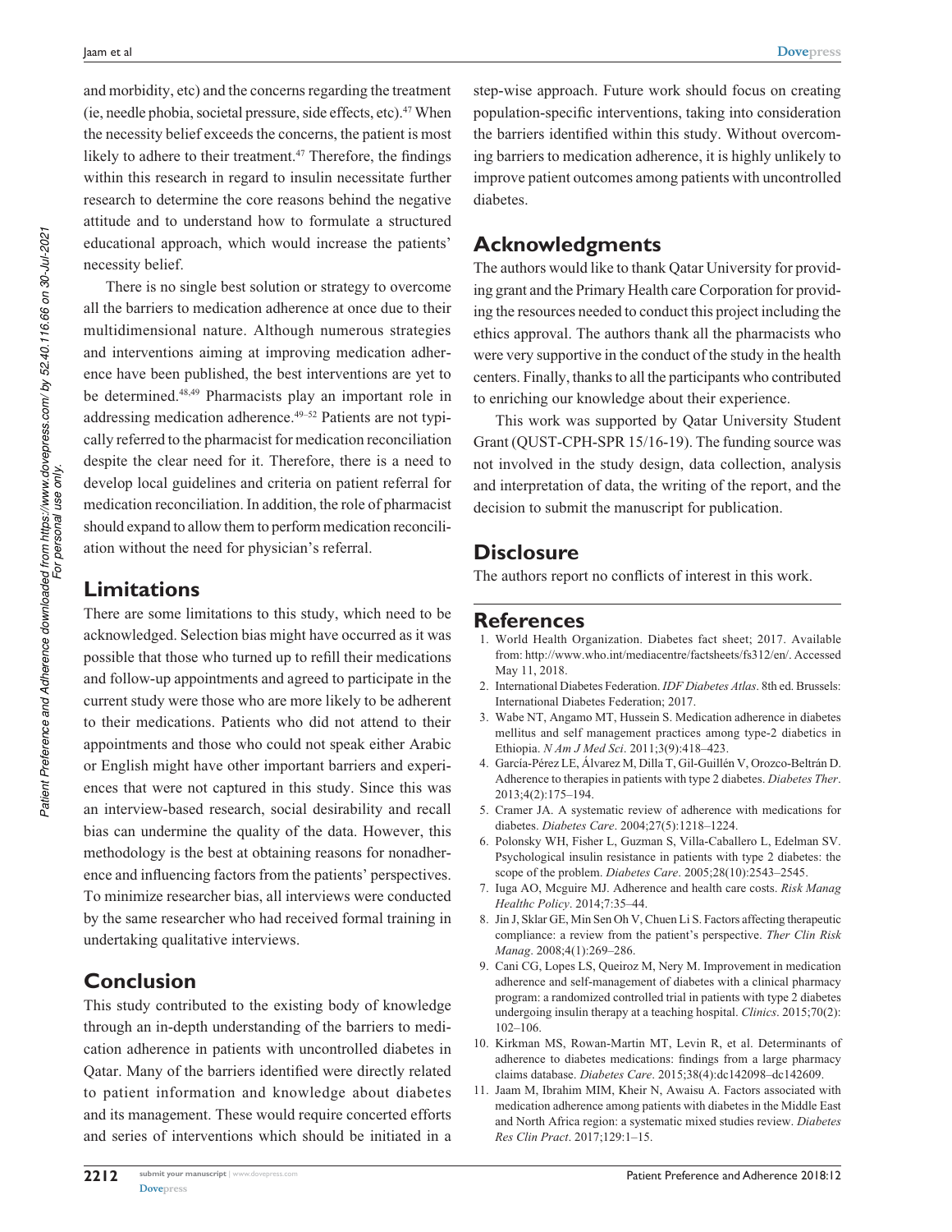and morbidity, etc) and the concerns regarding the treatment (ie, needle phobia, societal pressure, side effects, etc).[47] When the necessity belief exceeds the concerns, the patient is most likely to adhere to their treatment.[47] Therefore, the findings within this research in regard to insulin necessitate further research to determine the core reasons behind the negative attitude and to understand how to formulate a structured educational approach, which would increase the patients' necessity belief.

There is no single best solution or strategy to overcome all the barriers to medication adherence at once due to their multidimensional nature. Although numerous strategies and interventions aiming at improving medication adherence have been published, the best interventions are yet to be determined.[48,49] Pharmacists play an important role in addressing medication adherence.[49–52] Patients are not typically referred to the pharmacist for medication reconciliation despite the clear need for it. Therefore, there is a need to develop local guidelines and criteria on patient referral for medication reconciliation. In addition, the role of pharmacist should expand to allow them to perform medication reconciliation without the need for physician's referral.

## Limitations

There are some limitations to this study, which need to be acknowledged. Selection bias might have occurred as it was possible that those who turned up to refill their medications and follow-up appointments and agreed to participate in the current study were those who are more likely to be adherent to their medications. Patients who did not attend to their appointments and those who could not speak either Arabic or English might have other important barriers and experiences that were not captured in this study. Since this was an interview-based research, social desirability and recall bias can undermine the quality of the data. However, this methodology is the best at obtaining reasons for nonadherence and influencing factors from the patients' perspectives. To minimize researcher bias, all interviews were conducted by the same researcher who had received formal training in undertaking qualitative interviews.

## Conclusion

This study contributed to the existing body of knowledge through an in-depth understanding of the barriers to medication adherence in patients with uncontrolled diabetes in Qatar. Many of the barriers identified were directly related to patient information and knowledge about diabetes and its management. These would require concerted efforts and series of interventions which should be initiated in a step-wise approach. Future work should focus on creating population-specific interventions, taking into consideration the barriers identified within this study. Without overcoming barriers to medication adherence, it is highly unlikely to improve patient outcomes among patients with uncontrolled diabetes.

## Acknowledgments

The authors would like to thank Qatar University for providing grant and the Primary Health care Corporation for providing the resources needed to conduct this project including the ethics approval. The authors thank all the pharmacists who were very supportive in the conduct of the study in the health centers. Finally, thanks to all the participants who contributed to enriching our knowledge about their experience.

This work was supported by Qatar University Student Grant (QUST-CPH-SPR 15/16-19). The funding source was not involved in the study design, data collection, analysis and interpretation of data, the writing of the report, and the decision to submit the manuscript for publication.

## Disclosure

The authors report no conflicts of interest in this work.

## References

1. World Health Organization. Diabetes fact sheet; 2017. Available from: http://www.who.int/mediacentre/factsheets/fs312/en/. Accessed May 11, 2018.
2. International Diabetes Federation. *IDF Diabetes Atlas*. 8th ed. Brussels: International Diabetes Federation; 2017.
3. Wabe NT, Angamo MT, Hussein S. Medication adherence in diabetes mellitus and self management practices among type-2 diabetics in Ethiopia. *N Am J Med Sci*. 2011;3(9):418–423.
4. García-Pérez LE, Álvarez M, Dilla T, Gil-Guillén V, Orozco-Beltrán D. Adherence to therapies in patients with type 2 diabetes. *Diabetes Ther*. 2013;4(2):175–194.
5. Cramer JA. A systematic review of adherence with medications for diabetes. *Diabetes Care*. 2004;27(5):1218–1224.
6. Polonsky WH, Fisher L, Guzman S, Villa-Caballero L, Edelman SV. Psychological insulin resistance in patients with type 2 diabetes: the scope of the problem. *Diabetes Care*. 2005;28(10):2543–2545.
7. Iuga AO, Mcguire MJ. Adherence and health care costs. *Risk Manag Healthc Policy*. 2014;7:35–44.
8. Jin J, Sklar GE, Min Sen Oh V, Chuen Li S. Factors affecting therapeutic compliance: a review from the patient's perspective. *Ther Clin Risk Manag*. 2008;4(1):269–286.
9. Cani CG, Lopes LS, Queiroz M, Nery M. Improvement in medication adherence and self-management of diabetes with a clinical pharmacy program: a randomized controlled trial in patients with type 2 diabetes undergoing insulin therapy at a teaching hospital. *Clinics*. 2015;70(2):102–106.
10. Kirkman MS, Rowan-Martin MT, Levin R, et al. Determinants of adherence to diabetes medications: findings from a large pharmacy claims database. *Diabetes Care*. 2015;38(4):dc142098–dc142609.
11. Jaam M, Ibrahim MIM, Kheir N, Awaisu A. Factors associated with medication adherence among patients with diabetes in the Middle East and North Africa region: a systematic mixed studies review. *Diabetes Res Clin Pract*. 2017;129:1–15.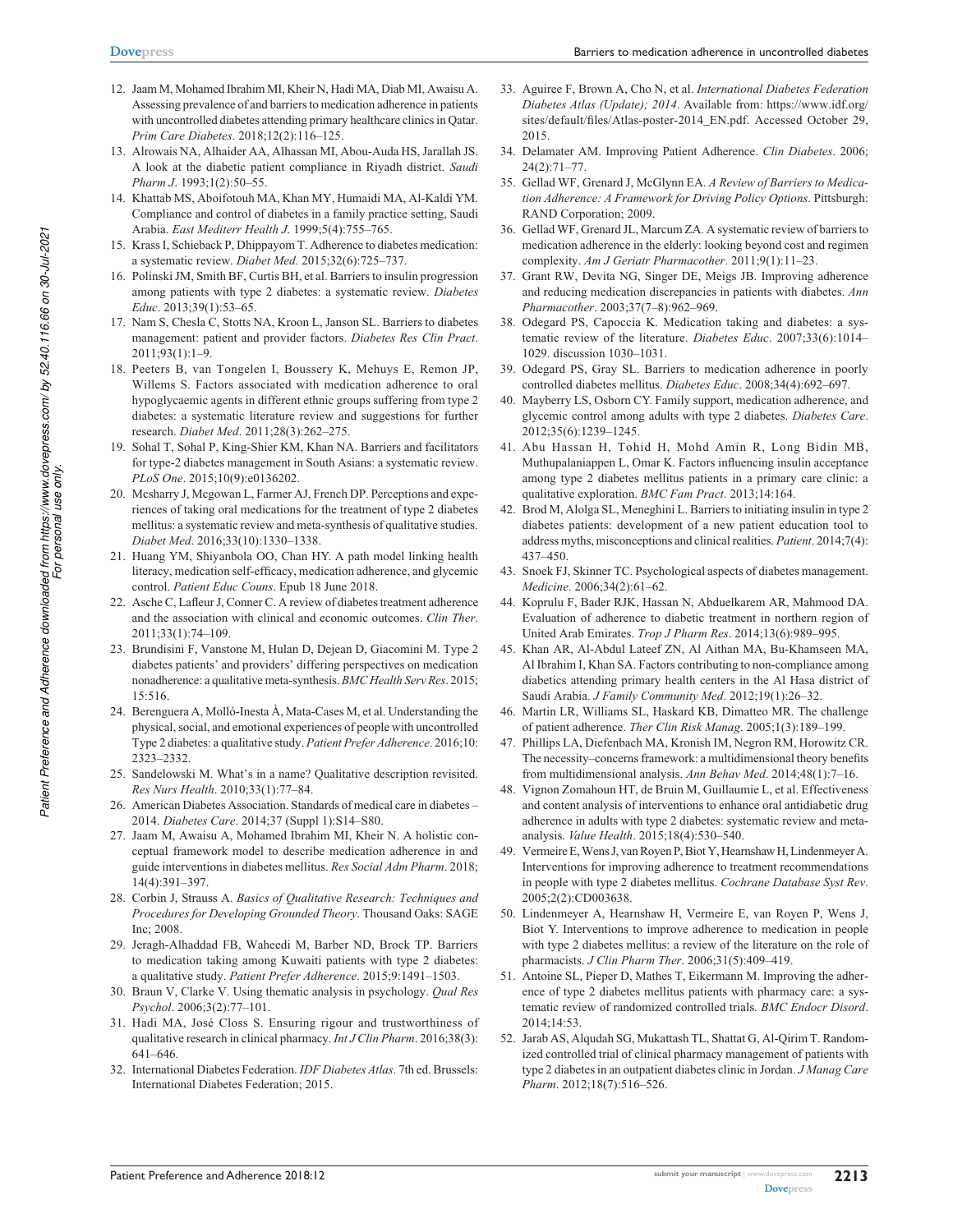12. Jaam M, Mohamed Ibrahim MI, Kheir N, Hadi MA, Diab MI, Awaisu A. Assessing prevalence of and barriers to medication adherence in patients with uncontrolled diabetes attending primary healthcare clinics in Qatar. *Prim Care Diabetes*. 2018;12(2):116–125.
13. Alrowais NA, Alhaider AA, Alhassan MI, Abou-Auda HS, Jarallah JS. A look at the diabetic patient compliance in Riyadh district. *Saudi Pharm J*. 1993;1(2):50–55.
14. Khattab MS, Aboifotouh MA, Khan MY, Humaidi MA, Al-Kaldi YM. Compliance and control of diabetes in a family practice setting, Saudi Arabia. *East Mediterr Health J*. 1999;5(4):755–765.
15. Krass I, Schieback P, Dhippayom T. Adherence to diabetes medication: a systematic review. *Diabet Med*. 2015;32(6):725–737.
16. Polinski JM, Smith BF, Curtis BH, et al. Barriers to insulin progression among patients with type 2 diabetes: a systematic review. *Diabetes Educ*. 2013;39(1):53–65.
17. Nam S, Chesla C, Stotts NA, Kroon L, Janson SL. Barriers to diabetes management: patient and provider factors. *Diabetes Res Clin Pract*. 2011;93(1):1–9.
18. Peeters B, van Tongelen I, Boussery K, Mehuys E, Remon JP, Willems S. Factors associated with medication adherence to oral hypoglycaemic agents in different ethnic groups suffering from type 2 diabetes: a systematic literature review and suggestions for further research. *Diabet Med*. 2011;28(3):262–275.
19. Sohal T, Sohal P, King-Shier KM, Khan NA. Barriers and facilitators for type-2 diabetes management in South Asians: a systematic review. *PLoS One*. 2015;10(9):e0136202.
20. Mcsharry J, Mcgowan L, Farmer AJ, French DP. Perceptions and experiences of taking oral medications for the treatment of type 2 diabetes mellitus: a systematic review and meta-synthesis of qualitative studies. *Diabet Med*. 2016;33(10):1330–1338.
21. Huang YM, Shiyanbola OO, Chan HY. A path model linking health literacy, medication self-efficacy, medication adherence, and glycemic control. *Patient Educ Couns*. Epub 18 June 2018.
22. Asche C, Lafleur J, Conner C. A review of diabetes treatment adherence and the association with clinical and economic outcomes. *Clin Ther*. 2011;33(1):74–109.
23. Brundisini F, Vanstone M, Hulan D, Dejean D, Giacomini M. Type 2 diabetes patients' and providers' differing perspectives on medication nonadherence: a qualitative meta-synthesis. *BMC Health Serv Res*. 2015;15:516.
24. Berenguera A, Molló-Inesta À, Mata-Cases M, et al. Understanding the physical, social, and emotional experiences of people with uncontrolled Type 2 diabetes: a qualitative study. *Patient Prefer Adherence*. 2016;10:2323–2332.
25. Sandelowski M. What's in a name? Qualitative description revisited. *Res Nurs Health*. 2010;33(1):77–84.
26. American Diabetes Association. Standards of medical care in diabetes – 2014. *Diabetes Care*. 2014;37 (Suppl 1):S14–S80.
27. Jaam M, Awaisu A, Mohamed Ibrahim MI, Kheir N. A holistic conceptual framework model to describe medication adherence in and guide interventions in diabetes mellitus. *Res Social Adm Pharm*. 2018;14(4):391–397.
28. Corbin J, Strauss A. *Basics of Qualitative Research: Techniques and Procedures for Developing Grounded Theory*. Thousand Oaks: SAGE Inc; 2008.
29. Jeragh-Alhaddad FB, Waheedi M, Barber ND, Brock TP. Barriers to medication taking among Kuwaiti patients with type 2 diabetes: a qualitative study. *Patient Prefer Adherence*. 2015;9:1491–1503.
30. Braun V, Clarke V. Using thematic analysis in psychology. *Qual Res Psychol*. 2006;3(2):77–101.
31. Hadi MA, José Closs S. Ensuring rigour and trustworthiness of qualitative research in clinical pharmacy. *Int J Clin Pharm*. 2016;38(3):641–646.
32. International Diabetes Federation. *IDF Diabetes Atlas*. 7th ed. Brussels: International Diabetes Federation; 2015.
33. Aguiree F, Brown A, Cho N, et al. *International Diabetes Federation Diabetes Atlas (Update); 2014*. Available from: https://www.idf.org/sites/default/files/Atlas-poster-2014_EN.pdf. Accessed October 29, 2015.
34. Delamater AM. Improving Patient Adherence. *Clin Diabetes*. 2006;24(2):71–77.
35. Gellad WF, Grenard J, McGlynn EA. *A Review of Barriers to Medication Adherence: A Framework for Driving Policy Options*. Pittsburgh: RAND Corporation; 2009.
36. Gellad WF, Grenard JL, Marcum ZA. A systematic review of barriers to medication adherence in the elderly: looking beyond cost and regimen complexity. *Am J Geriatr Pharmacother*. 2011;9(1):11–23.
37. Grant RW, Devita NG, Singer DE, Meigs JB. Improving adherence and reducing medication discrepancies in patients with diabetes. *Ann Pharmacother*. 2003;37(7–8):962–969.
38. Odegard PS, Capoccia K. Medication taking and diabetes: a systematic review of the literature. *Diabetes Educ*. 2007;33(6):1014–1029. discussion 1030–1031.
39. Odegard PS, Gray SL. Barriers to medication adherence in poorly controlled diabetes mellitus. *Diabetes Educ*. 2008;34(4):692–697.
40. Mayberry LS, Osborn CY. Family support, medication adherence, and glycemic control among adults with type 2 diabetes. *Diabetes Care*. 2012;35(6):1239–1245.
41. Abu Hassan H, Tohid H, Mohd Amin R, Long Bidin MB, Muthupalaniappen L, Omar K. Factors influencing insulin acceptance among type 2 diabetes mellitus patients in a primary care clinic: a qualitative exploration. *BMC Fam Pract*. 2013;14:164.
42. Brod M, Alolga SL, Meneghini L. Barriers to initiating insulin in type 2 diabetes patients: development of a new patient education tool to address myths, misconceptions and clinical realities. *Patient*. 2014;7(4):437–450.
43. Snoek FJ, Skinner TC. Psychological aspects of diabetes management. *Medicine*. 2006;34(2):61–62.
44. Koprulu F, Bader RJK, Hassan N, Abduelkarem AR, Mahmood DA. Evaluation of adherence to diabetic treatment in northern region of United Arab Emirates. *Trop J Pharm Res*. 2014;13(6):989–995.
45. Khan AR, Al-Abdul Lateef ZN, Al Aithan MA, Bu-Khamseen MA, Al Ibrahim I, Khan SA. Factors contributing to non-compliance among diabetics attending primary health centers in the Al Hasa district of Saudi Arabia. *J Family Community Med*. 2012;19(1):26–32.
46. Martin LR, Williams SL, Haskard KB, Dimatteo MR. The challenge of patient adherence. *Ther Clin Risk Manag*. 2005;1(3):189–199.
47. Phillips LA, Diefenbach MA, Kronish IM, Negron RM, Horowitz CR. The necessity–concerns framework: a multidimensional theory benefits from multidimensional analysis. *Ann Behav Med*. 2014;48(1):7–16.
48. Vignon Zomahoun HT, de Bruin M, Guillaumie L, et al. Effectiveness and content analysis of interventions to enhance oral antidiabetic drug adherence in adults with type 2 diabetes: systematic review and meta-analysis. *Value Health*. 2015;18(4):530–540.
49. Vermeire E, Wens J, van Royen P, Biot Y, Hearnshaw H, Lindenmeyer A. Interventions for improving adherence to treatment recommendations in people with type 2 diabetes mellitus. *Cochrane Database Syst Rev*. 2005;2(2):CD003638.
50. Lindenmeyer A, Hearnshaw H, Vermeire E, van Royen P, Wens J, Biot Y. Interventions to improve adherence to medication in people with type 2 diabetes mellitus: a review of the literature on the role of pharmacists. *J Clin Pharm Ther*. 2006;31(5):409–419.
51. Antoine SL, Pieper D, Mathes T, Eikermann M. Improving the adherence of type 2 diabetes mellitus patients with pharmacy care: a systematic review of randomized controlled trials. *BMC Endocr Disord*. 2014;14:53.
52. Jarab AS, Alqudah SG, Mukattash TL, Shattat G, Al-Qirim T. Randomized controlled trial of clinical pharmacy management of patients with type 2 diabetes in an outpatient diabetes clinic in Jordan. *J Manag Care Pharm*. 2012;18(7):516–526.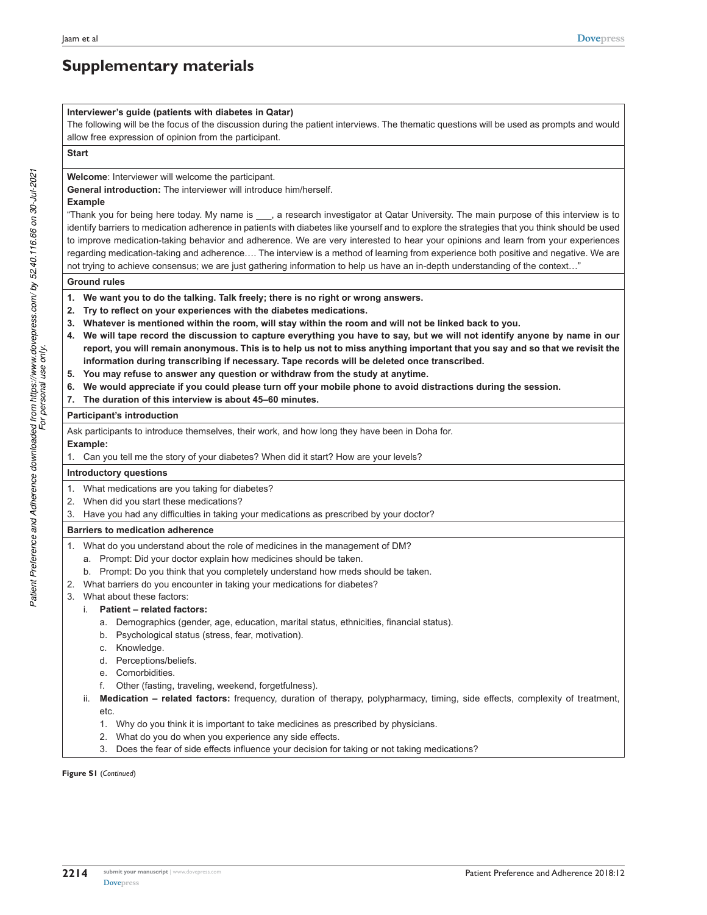# Supplementary materials

**Interviewer's guide (patients with diabetes in Qatar)**

The following will be the focus of the discussion during the patient interviews. The thematic questions will be used as prompts and would allow free expression of opinion from the participant.

**Start**

**Welcome**: Interviewer will welcome the participant.

**General introduction:** The interviewer will introduce him/herself.

**Example**

"Thank you for being here today. My name is ___, a research investigator at Qatar University. The main purpose of this interview is to identify barriers to medication adherence in patients with diabetes like yourself and to explore the strategies that you think should be used to improve medication-taking behavior and adherence. We are very interested to hear your opinions and learn from your experiences regarding medication-taking and adherence…. The interview is a method of learning from experience both positive and negative. We are not trying to achieve consensus; we are just gathering information to help us have an in-depth understanding of the context…"

**Ground rules**

1. **We want you to do the talking. Talk freely; there is no right or wrong answers.**
2. **Try to reflect on your experiences with the diabetes medications.**
3. **Whatever is mentioned within the room, will stay within the room and will not be linked back to you.**
4. **We will tape record the discussion to capture everything you have to say, but we will not identify anyone by name in our report, you will remain anonymous. This is to help us not to miss anything important that you say and so that we revisit the information during transcribing if necessary. Tape records will be deleted once transcribed.**
5. **You may refuse to answer any question or withdraw from the study at anytime.**
6. **We would appreciate if you could please turn off your mobile phone to avoid distractions during the session.**
7. **The duration of this interview is about 45–60 minutes.**

**Participant's introduction**

Ask participants to introduce themselves, their work, and how long they have been in Doha for.

**Example:**

1. Can you tell me the story of your diabetes? When did it start? How are your levels?

**Introductory questions**

1. What medications are you taking for diabetes?
2. When did you start these medications?
3. Have you had any difficulties in taking your medications as prescribed by your doctor?

**Barriers to medication adherence**

1. What do you understand about the role of medicines in the management of DM?
   a. Prompt: Did your doctor explain how medicines should be taken.
   b. Prompt: Do you think that you completely understand how meds should be taken.
2. What barriers do you encounter in taking your medications for diabetes?
3. What about these factors:
   i. **Patient – related factors:**
      a. Demographics (gender, age, education, marital status, ethnicities, financial status).
      b. Psychological status (stress, fear, motivation).
      c. Knowledge.
      d. Perceptions/beliefs.
      e. Comorbidities.
      f. Other (fasting, traveling, weekend, forgetfulness).
   ii. **Medication – related factors:** frequency, duration of therapy, polypharmacy, timing, side effects, complexity of treatment, etc.
      1. Why do you think it is important to take medicines as prescribed by physicians.
      2. What do you do when you experience any side effects.
      3. Does the fear of side effects influence your decision for taking or not taking medications?

**Figure S1** (*Continued*)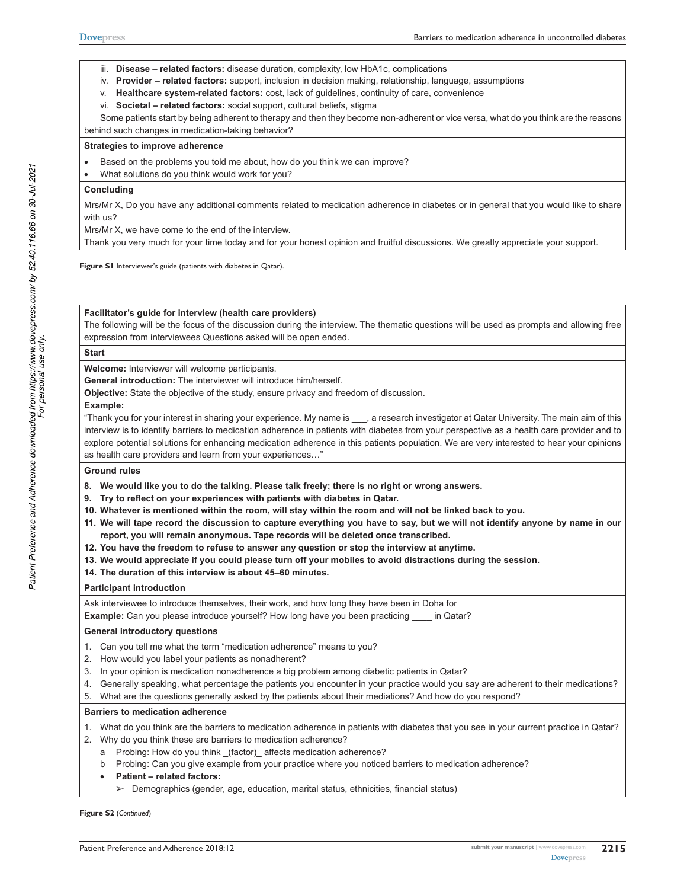iii. **Disease – related factors:** disease duration, complexity, low HbA1c, complications
iv. **Provider – related factors:** support, inclusion in decision making, relationship, language, assumptions
v. **Healthcare system-related factors:** cost, lack of guidelines, continuity of care, convenience
vi. **Societal – related factors:** social support, cultural beliefs, stigma

Some patients start by being adherent to therapy and then they become non-adherent or vice versa, what do you think are the reasons behind such changes in medication-taking behavior?

**Strategies to improve adherence**

- Based on the problems you told me about, how do you think we can improve?
- What solutions do you think would work for you?

**Concluding**

Mrs/Mr X, Do you have any additional comments related to medication adherence in diabetes or in general that you would like to share with us?

Mrs/Mr X, we have come to the end of the interview.

Thank you very much for your time today and for your honest opinion and fruitful discussions. We greatly appreciate your support.

**Figure S1** Interviewer's guide (patients with diabetes in Qatar).

**Facilitator's guide for interview (health care providers)**

The following will be the focus of the discussion during the interview. The thematic questions will be used as prompts and allowing free expression from interviewees Questions asked will be open ended.

**Start**

**Welcome:** Interviewer will welcome participants.

**General introduction:** The interviewer will introduce him/herself.

**Objective:** State the objective of the study, ensure privacy and freedom of discussion.

**Example:**

"Thank you for your interest in sharing your experience. My name is ___, a research investigator at Qatar University. The main aim of this interview is to identify barriers to medication adherence in patients with diabetes from your perspective as a health care provider and to explore potential solutions for enhancing medication adherence in this patients population. We are very interested to hear your opinions as health care providers and learn from your experiences…"

**Ground rules**

8. **We would like you to do the talking. Please talk freely; there is no right or wrong answers.**
9. **Try to reflect on your experiences with patients with diabetes in Qatar.**
10. **Whatever is mentioned within the room, will stay within the room and will not be linked back to you.**
11. **We will tape record the discussion to capture everything you have to say, but we will not identify anyone by name in our report, you will remain anonymous. Tape records will be deleted once transcribed.**
12. **You have the freedom to refuse to answer any question or stop the interview at anytime.**
13. **We would appreciate if you could please turn off your mobiles to avoid distractions during the session.**
14. **The duration of this interview is about 45–60 minutes.**

**Participant introduction**

Ask interviewee to introduce themselves, their work, and how long they have been in Doha for

**Example:** Can you please introduce yourself? How long have you been practicing ____ in Qatar?

**General introductory questions**

1. Can you tell me what the term "medication adherence" means to you?
2. How would you label your patients as nonadherent?
3. In your opinion is medication nonadherence a big problem among diabetic patients in Qatar?
4. Generally speaking, what percentage the patients you encounter in your practice would you say are adherent to their medications?
5. What are the questions generally asked by the patients about their mediations? And how do you respond?

**Barriers to medication adherence**

1. What do you think are the barriers to medication adherence in patients with diabetes that you see in your current practice in Qatar?
2. Why do you think these are barriers to medication adherence?
   a. Probing: How do you think _(factor)_ affects medication adherence?
   b. Probing: Can you give example from your practice where you noticed barriers to medication adherence?
   - **Patient – related factors:**
     - ➢ Demographics (gender, age, education, marital status, ethnicities, financial status)

**Figure S2** (*Continued*)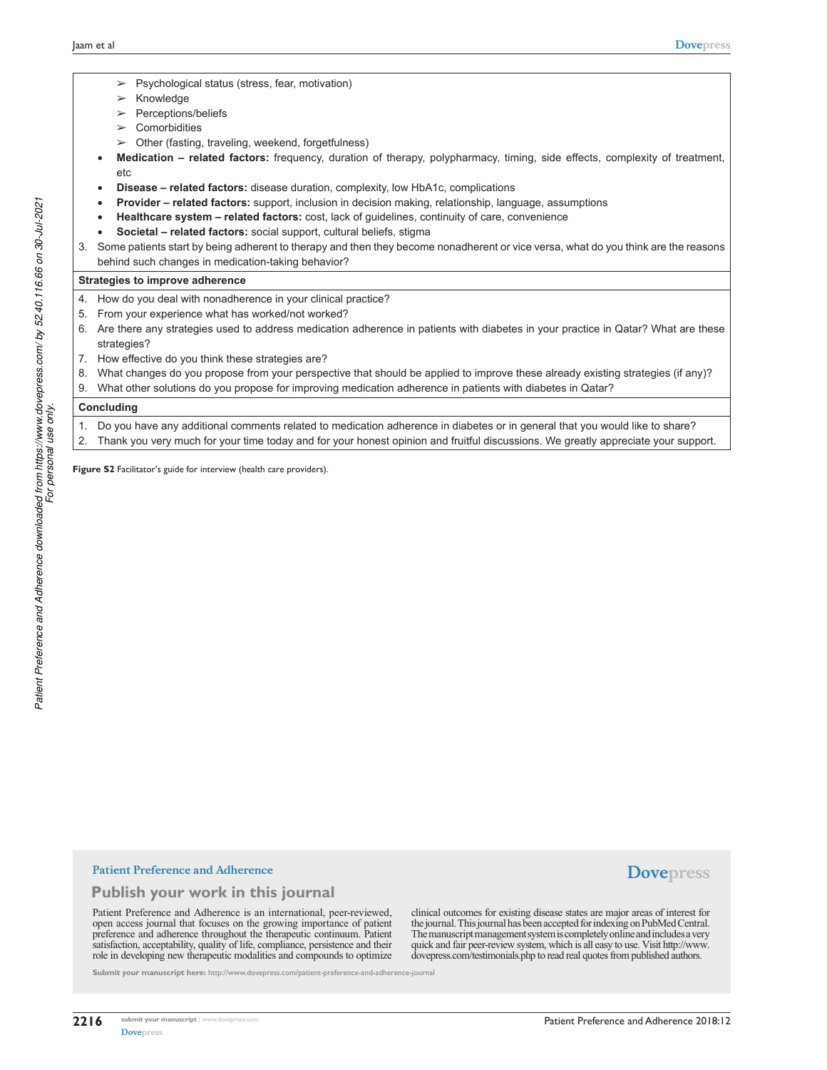- ➢ Psychological status (stress, fear, motivation)
- ➢ Knowledge
- ➢ Perceptions/beliefs
- ➢ Comorbidities
- ➢ Other (fasting, traveling, weekend, forgetfulness)

- **Medication – related factors:** frequency, duration of therapy, polypharmacy, timing, side effects, complexity of treatment, etc
- **Disease – related factors:** disease duration, complexity, low HbA1c, complications
- **Provider – related factors:** support, inclusion in decision making, relationship, language, assumptions
- **Healthcare system – related factors:** cost, lack of guidelines, continuity of care, convenience
- **Societal – related factors:** social support, cultural beliefs, stigma

3. Some patients start by being adherent to therapy and then they become nonadherent or vice versa, what do you think are the reasons behind such changes in medication-taking behavior?

**Strategies to improve adherence**

4. How do you deal with nonadherence in your clinical practice?
5. From your experience what has worked/not worked?
6. Are there any strategies used to address medication adherence in patients with diabetes in your practice in Qatar? What are these strategies?
7. How effective do you think these strategies are?
8. What changes do you propose from your perspective that should be applied to improve these already existing strategies (if any)?
9. What other solutions do you propose for improving medication adherence in patients with diabetes in Qatar?

**Concluding**

1. Do you have any additional comments related to medication adherence in diabetes or in general that you would like to share?
2. Thank you very much for your time today and for your honest opinion and fruitful discussions. We greatly appreciate your support.

**Figure S2** Facilitator's guide for interview (health care providers).

**Patient Preference and Adherence**

**Publish your work in this journal**

Patient Preference and Adherence is an international, peer-reviewed, open access journal that focuses on the growing importance of patient preference and adherence throughout the therapeutic continuum. Patient satisfaction, acceptability, quality of life, compliance, persistence and their role in developing new therapeutic modalities and compounds to optimize clinical outcomes for existing disease states are major areas of interest for the journal. This journal has been accepted for indexing on PubMed Central. The manuscript management system is completely online and includes a very quick and fair peer-review system, which is all easy to use. Visit http://www.dovepress.com/testimonials.php to read real quotes from published authors.

**Submit your manuscript here:** http://www.dovepress.com/patient-preference-and-adherence-journal